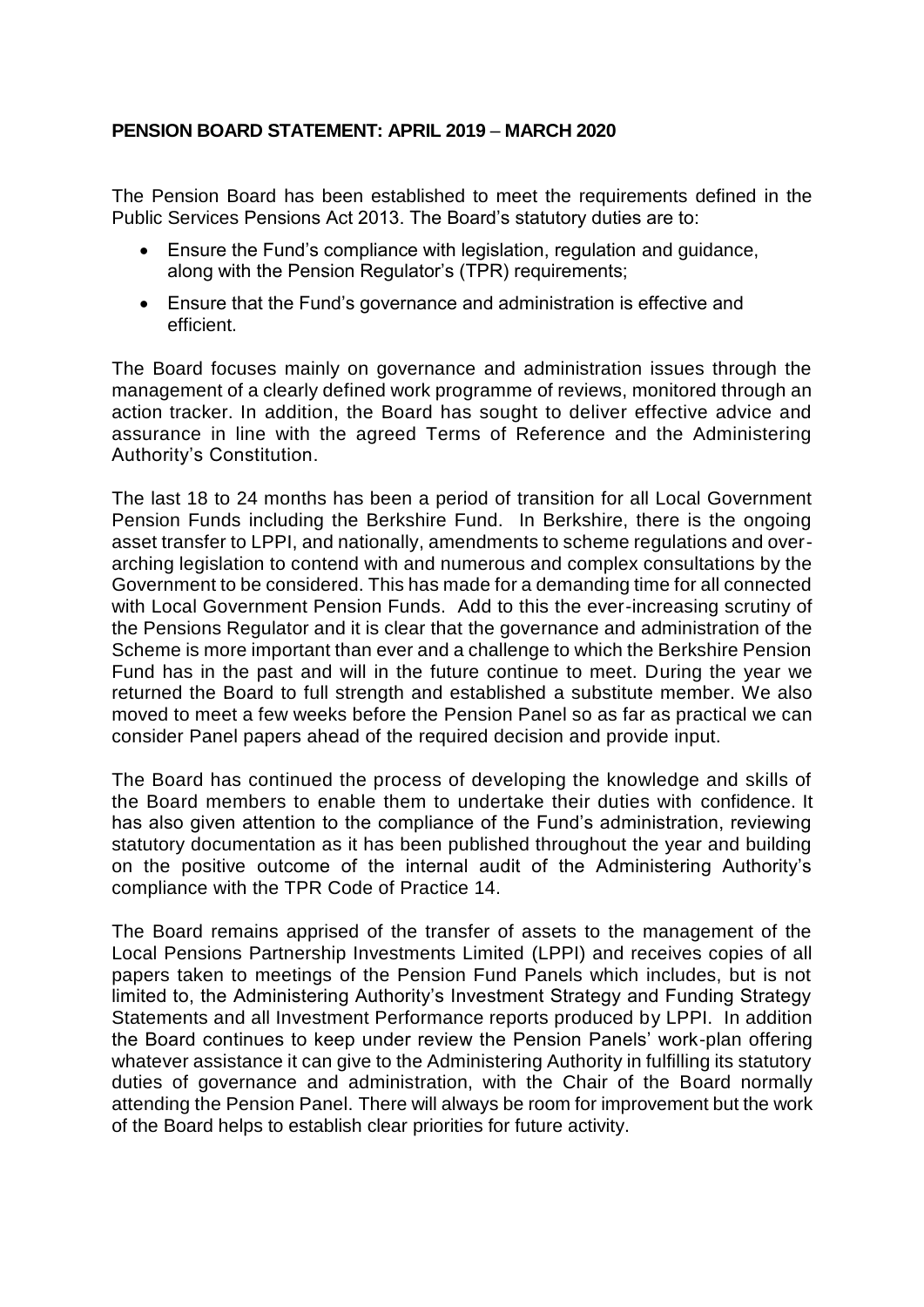## PENSION BOARD STATEMENT: APRIL 2019 – MARCH 2020

The Pension Board has been established to meet the requirements defined in the Public Services Pensions Act 2013. The Board's statutory duties are to:

- Ensure the Fund's compliance with legislation, regulation and guidance, along with the Pension Regulator's (TPR) requirements;
- Ensure that the Fund's governance and administration is effective and efficient.

The Board focuses mainly on governance and administration issues through the management of a clearly defined work programme of reviews, monitored through an action tracker. In addition, the Board has sought to deliver effective advice and assurance in line with the agreed Terms of Reference and the Administering Authority's Constitution.

The last 18 to 24 months has been a period of transition for all Local Government Pension Funds including the Berkshire Fund. In Berkshire, there is the ongoing asset transfer to LPPI, and nationally, amendments to scheme regulations and over-arching legislation to contend with and numerous and complex consultations by the Government to be considered. This has made for a demanding time for all connected with Local Government Pension Funds. Add to this the ever-increasing scrutiny of the Pensions Regulator and it is clear that the governance and administration of the Scheme is more important than ever and a challenge to which the Berkshire Pension Fund has in the past and will in the future continue to meet. During the year we returned the Board to full strength and established a substitute member. We also moved to meet a few weeks before the Pension Panel so as far as practical we can consider Panel papers ahead of the required decision and provide input.

The Board has continued the process of developing the knowledge and skills of the Board members to enable them to undertake their duties with confidence. It has also given attention to the compliance of the Fund's administration, reviewing statutory documentation as it has been published throughout the year and building on the positive outcome of the internal audit of the Administering Authority's compliance with the TPR Code of Practice 14.

The Board remains apprised of the transfer of assets to the management of the Local Pensions Partnership Investments Limited (LPPI) and receives copies of all papers taken to meetings of the Pension Fund Panels which includes, but is not limited to, the Administering Authority's Investment Strategy and Funding Strategy Statements and all Investment Performance reports produced by LPPI. In addition the Board continues to keep under review the Pension Panels' work-plan offering whatever assistance it can give to the Administering Authority in fulfilling its statutory duties of governance and administration, with the Chair of the Board normally attending the Pension Panel. There will always be room for improvement but the work of the Board helps to establish clear priorities for future activity.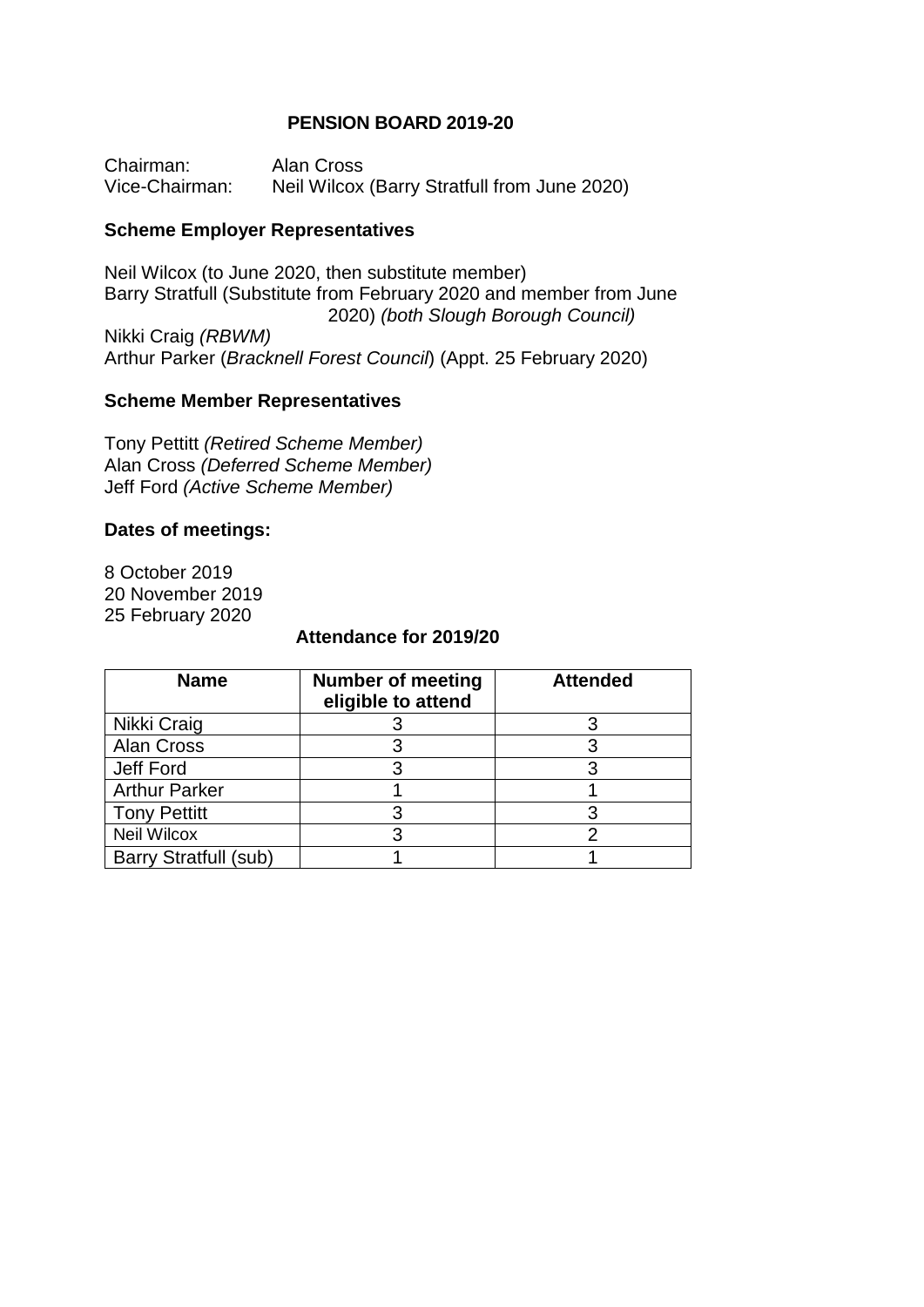# PENSION BOARD 2019-20

Chairman: Alan Cross
Vice-Chairman: Neil Wilcox (Barry Stratfull from June 2020)

## Scheme Employer Representatives

Neil Wilcox (to June 2020, then substitute member)
Barry Stratfull (Substitute from February 2020 and member from June 2020) *(both Slough Borough Council)*
Nikki Craig *(RBWM)*
Arthur Parker (*Bracknell Forest Council*) (Appt. 25 February 2020)

## Scheme Member Representatives

Tony Pettitt *(Retired Scheme Member)*
Alan Cross *(Deferred Scheme Member)*
Jeff Ford *(Active Scheme Member)*

## Dates of meetings:

8 October 2019
20 November 2019
25 February 2020

**Attendance for 2019/20**

| Name | Number of meeting eligible to attend | Attended |
|---|---|---|
| Nikki Craig | 3 | 3 |
| Alan Cross | 3 | 3 |
| Jeff Ford | 3 | 3 |
| Arthur Parker | 1 | 1 |
| Tony Pettitt | 3 | 3 |
| Neil Wilcox | 3 | 2 |
| Barry Stratfull (sub) | 1 | 1 |